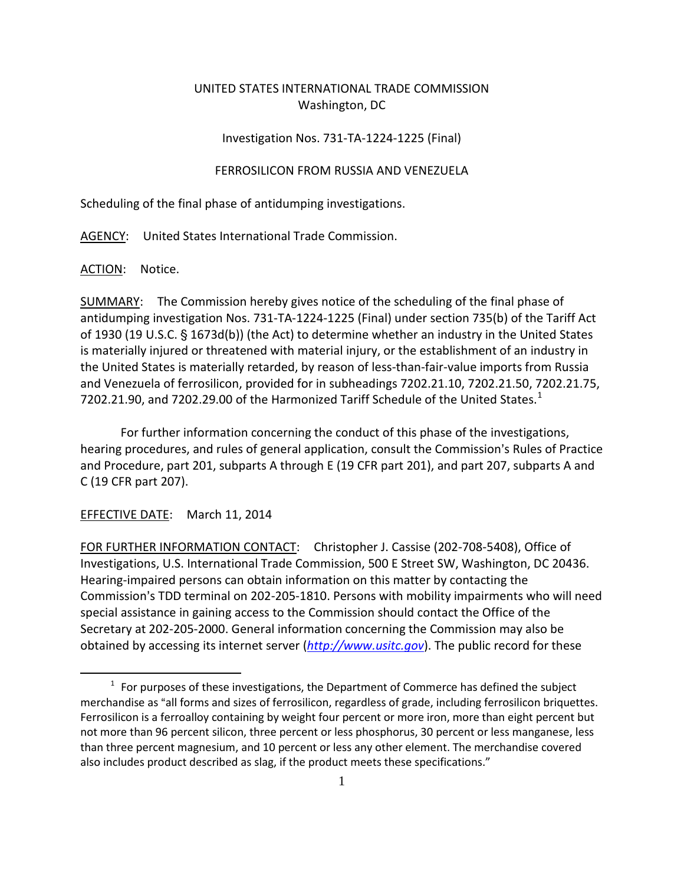UNITED STATES INTERNATIONAL TRADE COMMISSION
Washington, DC

Investigation Nos. 731-TA-1224-1225 (Final)

FERROSILICON FROM RUSSIA AND VENEZUELA

Scheduling of the final phase of antidumping investigations.

AGENCY: United States International Trade Commission.

ACTION: Notice.

SUMMARY: The Commission hereby gives notice of the scheduling of the final phase of antidumping investigation Nos. 731-TA-1224-1225 (Final) under section 735(b) of the Tariff Act of 1930 (19 U.S.C. § 1673d(b)) (the Act) to determine whether an industry in the United States is materially injured or threatened with material injury, or the establishment of an industry in the United States is materially retarded, by reason of less-than-fair-value imports from Russia and Venezuela of ferrosilicon, provided for in subheadings 7202.21.10, 7202.21.50, 7202.21.75, 7202.21.90, and 7202.29.00 of the Harmonized Tariff Schedule of the United States.[1]

For further information concerning the conduct of this phase of the investigations, hearing procedures, and rules of general application, consult the Commission's Rules of Practice and Procedure, part 201, subparts A through E (19 CFR part 201), and part 207, subparts A and C (19 CFR part 207).

EFFECTIVE DATE: March 11, 2014

FOR FURTHER INFORMATION CONTACT: Christopher J. Cassise (202-708-5408), Office of Investigations, U.S. International Trade Commission, 500 E Street SW, Washington, DC 20436. Hearing-impaired persons can obtain information on this matter by contacting the Commission's TDD terminal on 202-205-1810. Persons with mobility impairments who will need special assistance in gaining access to the Commission should contact the Office of the Secretary at 202-205-2000. General information concerning the Commission may also be obtained by accessing its internet server (*http://www.usitc.gov*). The public record for these

[1] For purposes of these investigations, the Department of Commerce has defined the subject merchandise as "all forms and sizes of ferrosilicon, regardless of grade, including ferrosilicon briquettes. Ferrosilicon is a ferroalloy containing by weight four percent or more iron, more than eight percent but not more than 96 percent silicon, three percent or less phosphorus, 30 percent or less manganese, less than three percent magnesium, and 10 percent or less any other element. The merchandise covered also includes product described as slag, if the product meets these specifications."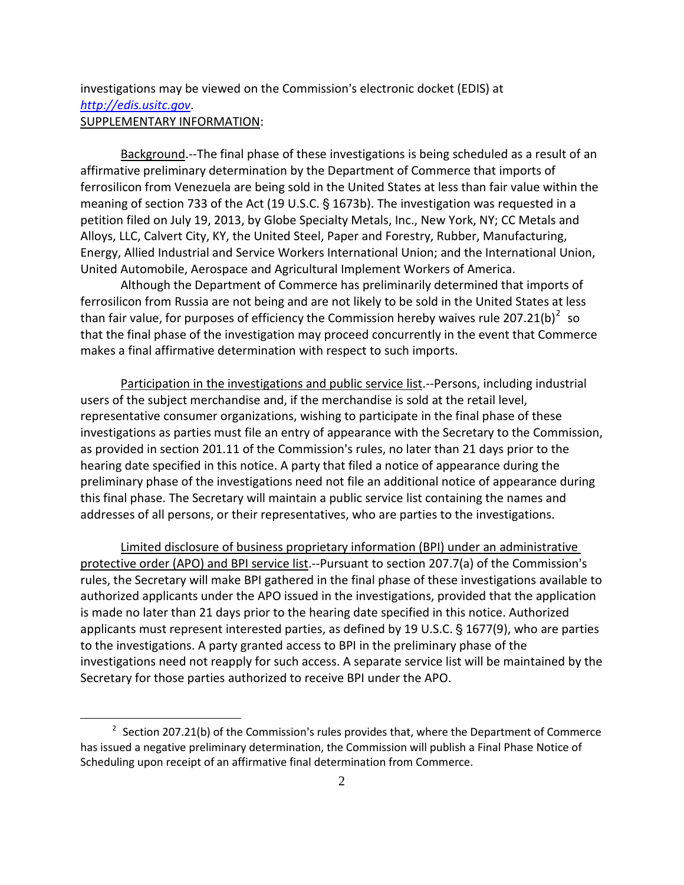investigations may be viewed on the Commission's electronic docket (EDIS) at *http://edis.usitc.gov*.

SUPPLEMENTARY INFORMATION:

Background.--The final phase of these investigations is being scheduled as a result of an affirmative preliminary determination by the Department of Commerce that imports of ferrosilicon from Venezuela are being sold in the United States at less than fair value within the meaning of section 733 of the Act (19 U.S.C. § 1673b). The investigation was requested in a petition filed on July 19, 2013, by Globe Specialty Metals, Inc., New York, NY; CC Metals and Alloys, LLC, Calvert City, KY, the United Steel, Paper and Forestry, Rubber, Manufacturing, Energy, Allied Industrial and Service Workers International Union; and the International Union, United Automobile, Aerospace and Agricultural Implement Workers of America.

Although the Department of Commerce has preliminarily determined that imports of ferrosilicon from Russia are not being and are not likely to be sold in the United States at less than fair value, for purposes of efficiency the Commission hereby waives rule 207.21(b)[2] so that the final phase of the investigation may proceed concurrently in the event that Commerce makes a final affirmative determination with respect to such imports.

Participation in the investigations and public service list.--Persons, including industrial users of the subject merchandise and, if the merchandise is sold at the retail level, representative consumer organizations, wishing to participate in the final phase of these investigations as parties must file an entry of appearance with the Secretary to the Commission, as provided in section 201.11 of the Commission's rules, no later than 21 days prior to the hearing date specified in this notice. A party that filed a notice of appearance during the preliminary phase of the investigations need not file an additional notice of appearance during this final phase. The Secretary will maintain a public service list containing the names and addresses of all persons, or their representatives, who are parties to the investigations.

Limited disclosure of business proprietary information (BPI) under an administrative protective order (APO) and BPI service list.--Pursuant to section 207.7(a) of the Commission's rules, the Secretary will make BPI gathered in the final phase of these investigations available to authorized applicants under the APO issued in the investigations, provided that the application is made no later than 21 days prior to the hearing date specified in this notice. Authorized applicants must represent interested parties, as defined by 19 U.S.C. § 1677(9), who are parties to the investigations. A party granted access to BPI in the preliminary phase of the investigations need not reapply for such access. A separate service list will be maintained by the Secretary for those parties authorized to receive BPI under the APO.

---

[2] Section 207.21(b) of the Commission's rules provides that, where the Department of Commerce has issued a negative preliminary determination, the Commission will publish a Final Phase Notice of Scheduling upon receipt of an affirmative final determination from Commerce.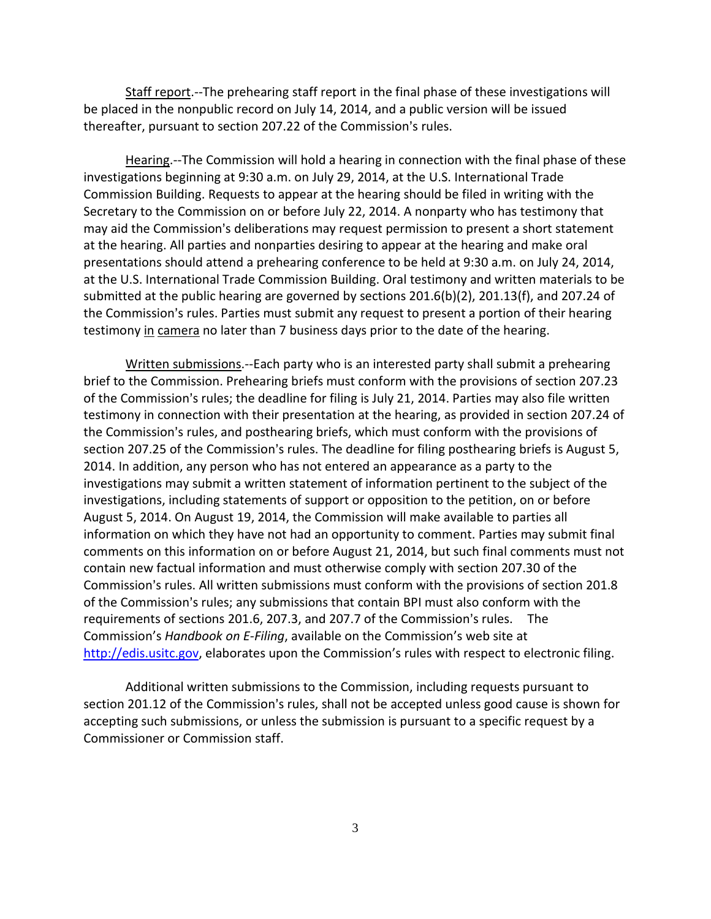Staff report.--The prehearing staff report in the final phase of these investigations will be placed in the nonpublic record on July 14, 2014, and a public version will be issued thereafter, pursuant to section 207.22 of the Commission's rules.

Hearing.--The Commission will hold a hearing in connection with the final phase of these investigations beginning at 9:30 a.m. on July 29, 2014, at the U.S. International Trade Commission Building. Requests to appear at the hearing should be filed in writing with the Secretary to the Commission on or before July 22, 2014. A nonparty who has testimony that may aid the Commission's deliberations may request permission to present a short statement at the hearing. All parties and nonparties desiring to appear at the hearing and make oral presentations should attend a prehearing conference to be held at 9:30 a.m. on July 24, 2014, at the U.S. International Trade Commission Building. Oral testimony and written materials to be submitted at the public hearing are governed by sections 201.6(b)(2), 201.13(f), and 207.24 of the Commission's rules. Parties must submit any request to present a portion of their hearing testimony in camera no later than 7 business days prior to the date of the hearing.

Written submissions.--Each party who is an interested party shall submit a prehearing brief to the Commission. Prehearing briefs must conform with the provisions of section 207.23 of the Commission's rules; the deadline for filing is July 21, 2014. Parties may also file written testimony in connection with their presentation at the hearing, as provided in section 207.24 of the Commission's rules, and posthearing briefs, which must conform with the provisions of section 207.25 of the Commission's rules. The deadline for filing posthearing briefs is August 5, 2014. In addition, any person who has not entered an appearance as a party to the investigations may submit a written statement of information pertinent to the subject of the investigations, including statements of support or opposition to the petition, on or before August 5, 2014. On August 19, 2014, the Commission will make available to parties all information on which they have not had an opportunity to comment. Parties may submit final comments on this information on or before August 21, 2014, but such final comments must not contain new factual information and must otherwise comply with section 207.30 of the Commission's rules. All written submissions must conform with the provisions of section 201.8 of the Commission's rules; any submissions that contain BPI must also conform with the requirements of sections 201.6, 207.3, and 207.7 of the Commission's rules. The Commission's *Handbook on E-Filing*, available on the Commission's web site at http://edis.usitc.gov, elaborates upon the Commission's rules with respect to electronic filing.

Additional written submissions to the Commission, including requests pursuant to section 201.12 of the Commission's rules, shall not be accepted unless good cause is shown for accepting such submissions, or unless the submission is pursuant to a specific request by a Commissioner or Commission staff.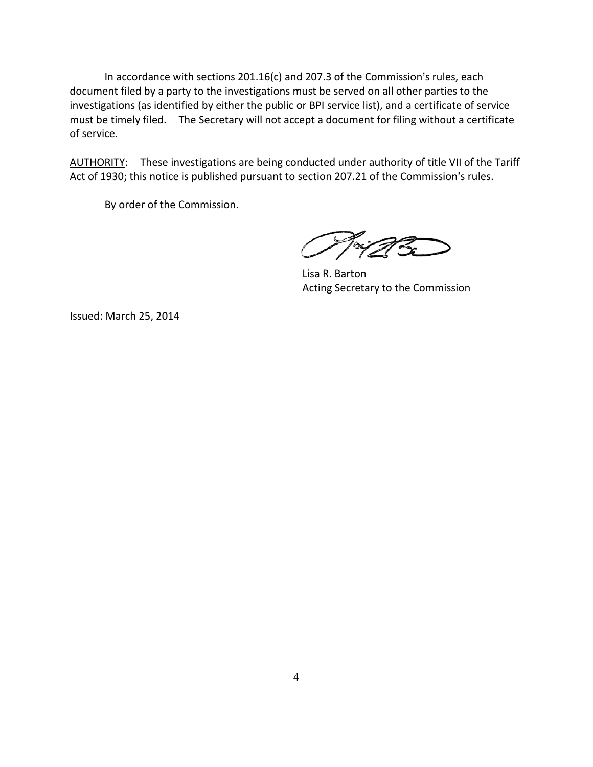In accordance with sections 201.16(c) and 207.3 of the Commission's rules, each document filed by a party to the investigations must be served on all other parties to the investigations (as identified by either the public or BPI service list), and a certificate of service must be timely filed. The Secretary will not accept a document for filing without a certificate of service.

AUTHORITY: These investigations are being conducted under authority of title VII of the Tariff Act of 1930; this notice is published pursuant to section 207.21 of the Commission's rules.

By order of the Commission.

Lisa R. Barton
Acting Secretary to the Commission

Issued: March 25, 2014